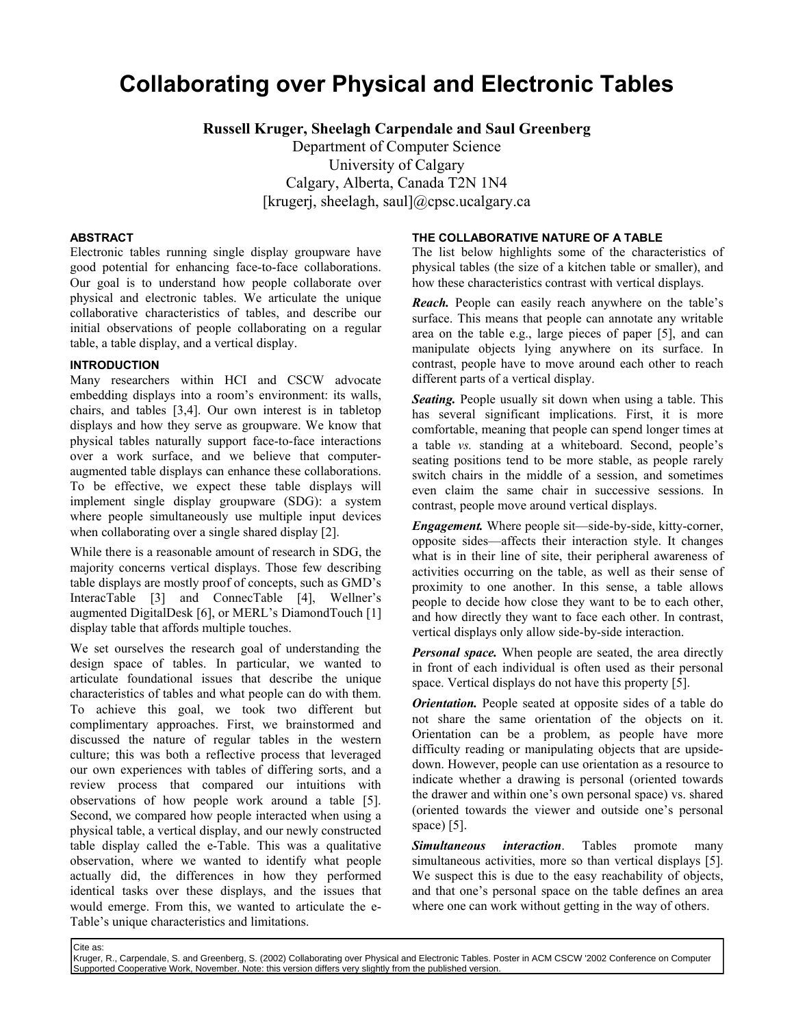# Collaborating over Physical and Electronic Tables

**Russell Kruger, Sheelagh Carpendale and Saul Greenberg**

Department of Computer Science
University of Calgary
Calgary, Alberta, Canada T2N 1N4
[krugerj, sheelagh, saul]@cpsc.ucalgary.ca

## ABSTRACT

Electronic tables running single display groupware have good potential for enhancing face-to-face collaborations. Our goal is to understand how people collaborate over physical and electronic tables. We articulate the unique collaborative characteristics of tables, and describe our initial observations of people collaborating on a regular table, a table display, and a vertical display.

## INTRODUCTION

Many researchers within HCI and CSCW advocate embedding displays into a room's environment: its walls, chairs, and tables [3,4]. Our own interest is in tabletop displays and how they serve as groupware. We know that physical tables naturally support face-to-face interactions over a work surface, and we believe that computer-augmented table displays can enhance these collaborations. To be effective, we expect these table displays will implement single display groupware (SDG): a system where people simultaneously use multiple input devices when collaborating over a single shared display [2].

While there is a reasonable amount of research in SDG, the majority concerns vertical displays. Those few describing table displays are mostly proof of concepts, such as GMD's InteracTable [3] and ConnecTable [4], Wellner's augmented DigitalDesk [6], or MERL's DiamondTouch [1] display table that affords multiple touches.

We set ourselves the research goal of understanding the design space of tables. In particular, we wanted to articulate foundational issues that describe the unique characteristics of tables and what people can do with them. To achieve this goal, we took two different but complimentary approaches. First, we brainstormed and discussed the nature of regular tables in the western culture; this was both a reflective process that leveraged our own experiences with tables of differing sorts, and a review process that compared our intuitions with observations of how people work around a table [5]. Second, we compared how people interacted when using a physical table, a vertical display, and our newly constructed table display called the e-Table. This was a qualitative observation, where we wanted to identify what people actually did, the differences in how they performed identical tasks over these displays, and the issues that would emerge. From this, we wanted to articulate the e-Table's unique characteristics and limitations.

## THE COLLABORATIVE NATURE OF A TABLE

The list below highlights some of the characteristics of physical tables (the size of a kitchen table or smaller), and how these characteristics contrast with vertical displays.

***Reach.*** People can easily reach anywhere on the table's surface. This means that people can annotate any writable area on the table e.g., large pieces of paper [5], and can manipulate objects lying anywhere on its surface. In contrast, people have to move around each other to reach different parts of a vertical display.

***Seating.*** People usually sit down when using a table. This has several significant implications. First, it is more comfortable, meaning that people can spend longer times at a table *vs.* standing at a whiteboard. Second, people's seating positions tend to be more stable, as people rarely switch chairs in the middle of a session, and sometimes even claim the same chair in successive sessions. In contrast, people move around vertical displays.

***Engagement.*** Where people sit—side-by-side, kitty-corner, opposite sides—affects their interaction style. It changes what is in their line of site, their peripheral awareness of activities occurring on the table, as well as their sense of proximity to one another. In this sense, a table allows people to decide how close they want to be to each other, and how directly they want to face each other. In contrast, vertical displays only allow side-by-side interaction.

***Personal space.*** When people are seated, the area directly in front of each individual is often used as their personal space. Vertical displays do not have this property [5].

***Orientation.*** People seated at opposite sides of a table do not share the same orientation of the objects on it. Orientation can be a problem, as people have more difficulty reading or manipulating objects that are upside-down. However, people can use orientation as a resource to indicate whether a drawing is personal (oriented towards the drawer and within one's own personal space) vs. shared (oriented towards the viewer and outside one's personal space) [5].

***Simultaneous interaction*.** Tables promote many simultaneous activities, more so than vertical displays [5]. We suspect this is due to the easy reachability of objects, and that one's personal space on the table defines an area where one can work without getting in the way of others.

Cite as:
Kruger, R., Carpendale, S. and Greenberg, S. (2002) Collaborating over Physical and Electronic Tables. Poster in ACM CSCW '2002 Conference on Computer Supported Cooperative Work, November. Note: this version differs very slightly from the published version.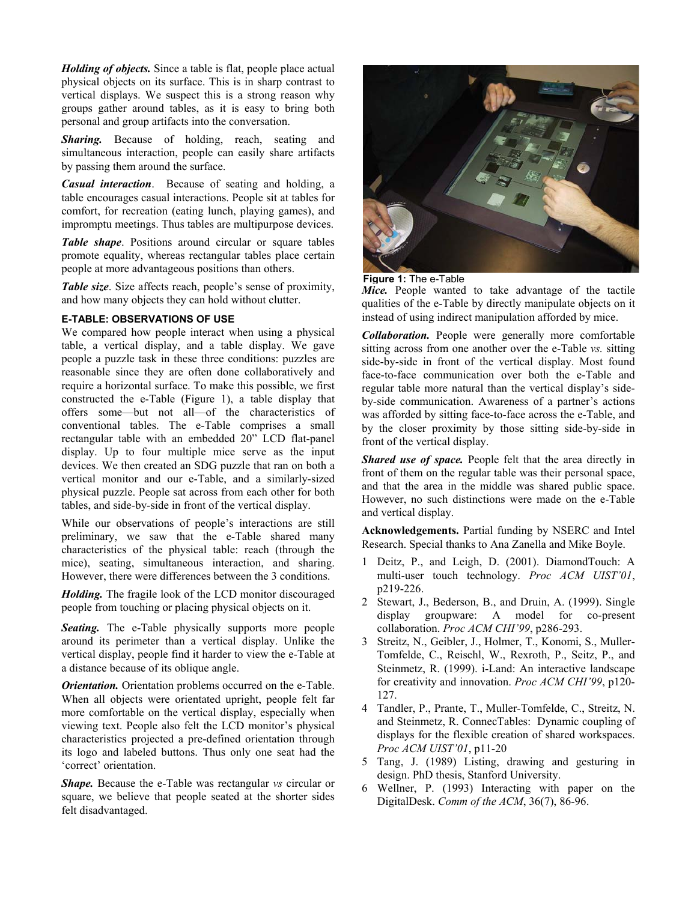***Holding of objects.*** Since a table is flat, people place actual physical objects on its surface. This is in sharp contrast to vertical displays. We suspect this is a strong reason why groups gather around tables, as it is easy to bring both personal and group artifacts into the conversation.

***Sharing.*** Because of holding, reach, seating and simultaneous interaction, people can easily share artifacts by passing them around the surface.

***Casual interaction***. Because of seating and holding, a table encourages casual interactions. People sit at tables for comfort, for recreation (eating lunch, playing games), and impromptu meetings. Thus tables are multipurpose devices.

***Table shape***. Positions around circular or square tables promote equality, whereas rectangular tables place certain people at more advantageous positions than others.

***Table size***. Size affects reach, people's sense of proximity, and how many objects they can hold without clutter.

## E-TABLE: OBSERVATIONS OF USE

We compared how people interact when using a physical table, a vertical display, and a table display. We gave people a puzzle task in these three conditions: puzzles are reasonable since they are often done collaboratively and require a horizontal surface. To make this possible, we first constructed the e-Table (Figure 1), a table display that offers some—but not all—of the characteristics of conventional tables. The e-Table comprises a small rectangular table with an embedded 20" LCD flat-panel display. Up to four multiple mice serve as the input devices. We then created an SDG puzzle that ran on both a vertical monitor and our e-Table, and a similarly-sized physical puzzle. People sat across from each other for both tables, and side-by-side in front of the vertical display.

While our observations of people's interactions are still preliminary, we saw that the e-Table shared many characteristics of the physical table: reach (through the mice), seating, simultaneous interaction, and sharing. However, there were differences between the 3 conditions.

***Holding.*** The fragile look of the LCD monitor discouraged people from touching or placing physical objects on it.

***Seating.*** The e-Table physically supports more people around its perimeter than a vertical display. Unlike the vertical display, people find it harder to view the e-Table at a distance because of its oblique angle.

***Orientation.*** Orientation problems occurred on the e-Table. When all objects were orientated upright, people felt far more comfortable on the vertical display, especially when viewing text. People also felt the LCD monitor's physical characteristics projected a pre-defined orientation through its logo and labeled buttons. Thus only one seat had the 'correct' orientation.

***Shape.*** Because the e-Table was rectangular *vs* circular or square, we believe that people seated at the shorter sides felt disadvantaged.

**Figure 1:** The e-Table

***Mice.*** People wanted to take advantage of the tactile qualities of the e-Table by directly manipulate objects on it instead of using indirect manipulation afforded by mice.

***Collaboration.*** People were generally more comfortable sitting across from one another over the e-Table *vs.* sitting side-by-side in front of the vertical display. Most found face-to-face communication over both the e-Table and regular table more natural than the vertical display's side-by-side communication. Awareness of a partner's actions was afforded by sitting face-to-face across the e-Table, and by the closer proximity by those sitting side-by-side in front of the vertical display.

***Shared use of space.*** People felt that the area directly in front of them on the regular table was their personal space, and that the area in the middle was shared public space. However, no such distinctions were made on the e-Table and vertical display.

**Acknowledgements.** Partial funding by NSERC and Intel Research. Special thanks to Ana Zanella and Mike Boyle.

1. Deitz, P., and Leigh, D. (2001). DiamondTouch: A multi-user touch technology. *Proc ACM UIST'01*, p219-226.
2. Stewart, J., Bederson, B., and Druin, A. (1999). Single display groupware: A model for co-present collaboration. *Proc ACM CHI'99*, p286-293.
3. Streitz, N., Geibler, J., Holmer, T., Konomi, S., Muller-Tomfelde, C., Reischl, W., Rexroth, P., Seitz, P., and Steinmetz, R. (1999). i-Land: An interactive landscape for creativity and innovation. *Proc ACM CHI'99*, p120-127.
4. Tandler, P., Prante, T., Muller-Tomfelde, C., Streitz, N. and Steinmetz, R. ConnecTables: Dynamic coupling of displays for the flexible creation of shared workspaces. *Proc ACM UIST'01*, p11-20
5. Tang, J. (1989) Listing, drawing and gesturing in design. PhD thesis, Stanford University.
6. Wellner, P. (1993) Interacting with paper on the DigitalDesk. *Comm of the ACM*, 36(7), 86-96.